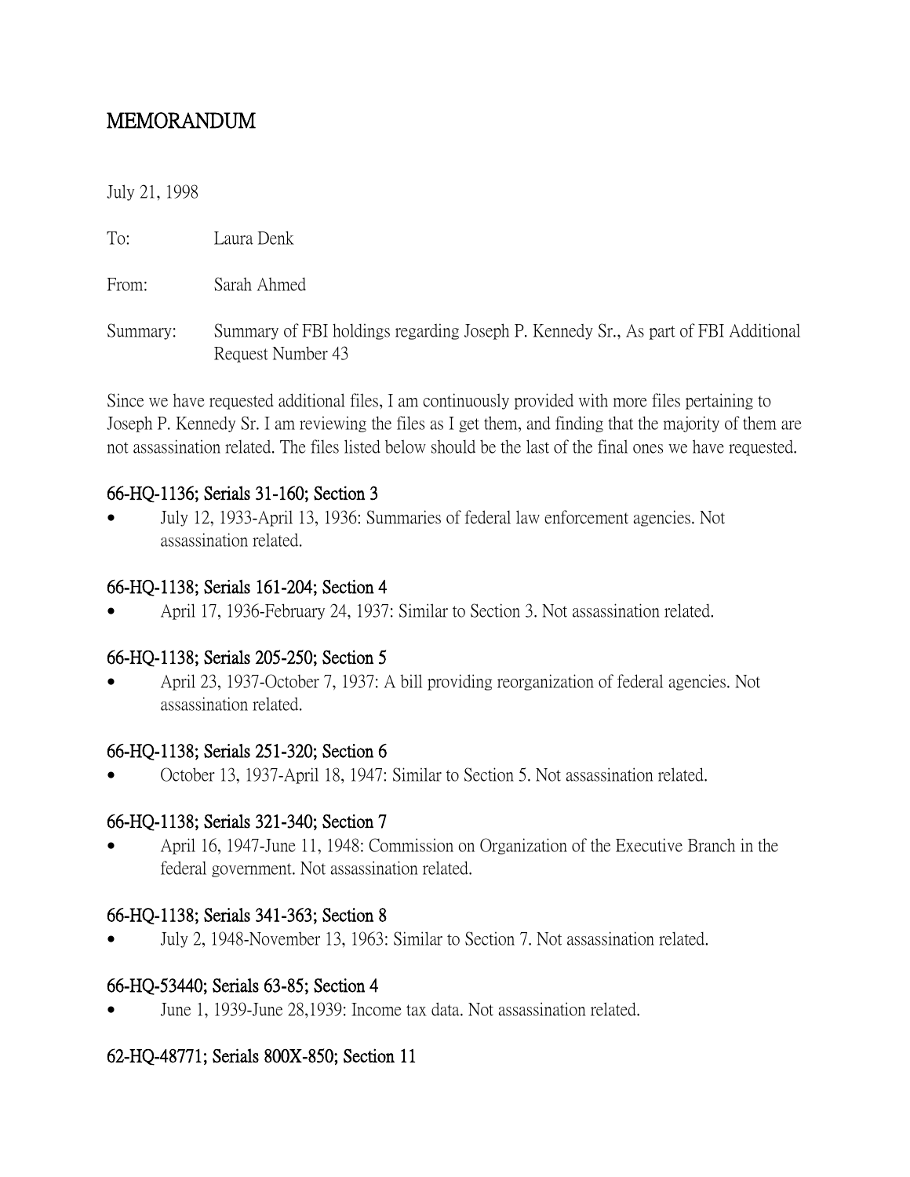# MEMORANDUM

July 21, 1998

To: Laura Denk

From: Sarah Ahmed

Summary: Summary of FBI holdings regarding Joseph P. Kennedy Sr., As part of FBI Additional Request Number 43

Since we have requested additional files, I am continuously provided with more files pertaining to Joseph P. Kennedy Sr. I am reviewing the files as I get them, and finding that the majority of them are not assassination related. The files listed below should be the last of the final ones we have requested.

### 66-HQ-1136; Serials 31-160; Section 3

- July 12, 1933-April 13, 1936: Summaries of federal law enforcement agencies. Not assassination related.

### 66-HQ-1138; Serials 161-204; Section 4

- April 17, 1936-February 24, 1937: Similar to Section 3. Not assassination related.

### 66-HQ-1138; Serials 205-250; Section 5

- April 23, 1937-October 7, 1937: A bill providing reorganization of federal agencies. Not assassination related.

### 66-HQ-1138; Serials 251-320; Section 6

- October 13, 1937-April 18, 1947: Similar to Section 5. Not assassination related.

### 66-HQ-1138; Serials 321-340; Section 7

- April 16, 1947-June 11, 1948: Commission on Organization of the Executive Branch in the federal government. Not assassination related.

### 66-HQ-1138; Serials 341-363; Section 8

- July 2, 1948-November 13, 1963: Similar to Section 7. Not assassination related.

### 66-HQ-53440; Serials 63-85; Section 4

- June 1, 1939-June 28,1939: Income tax data. Not assassination related.

### 62-HQ-48771; Serials 800X-850; Section 11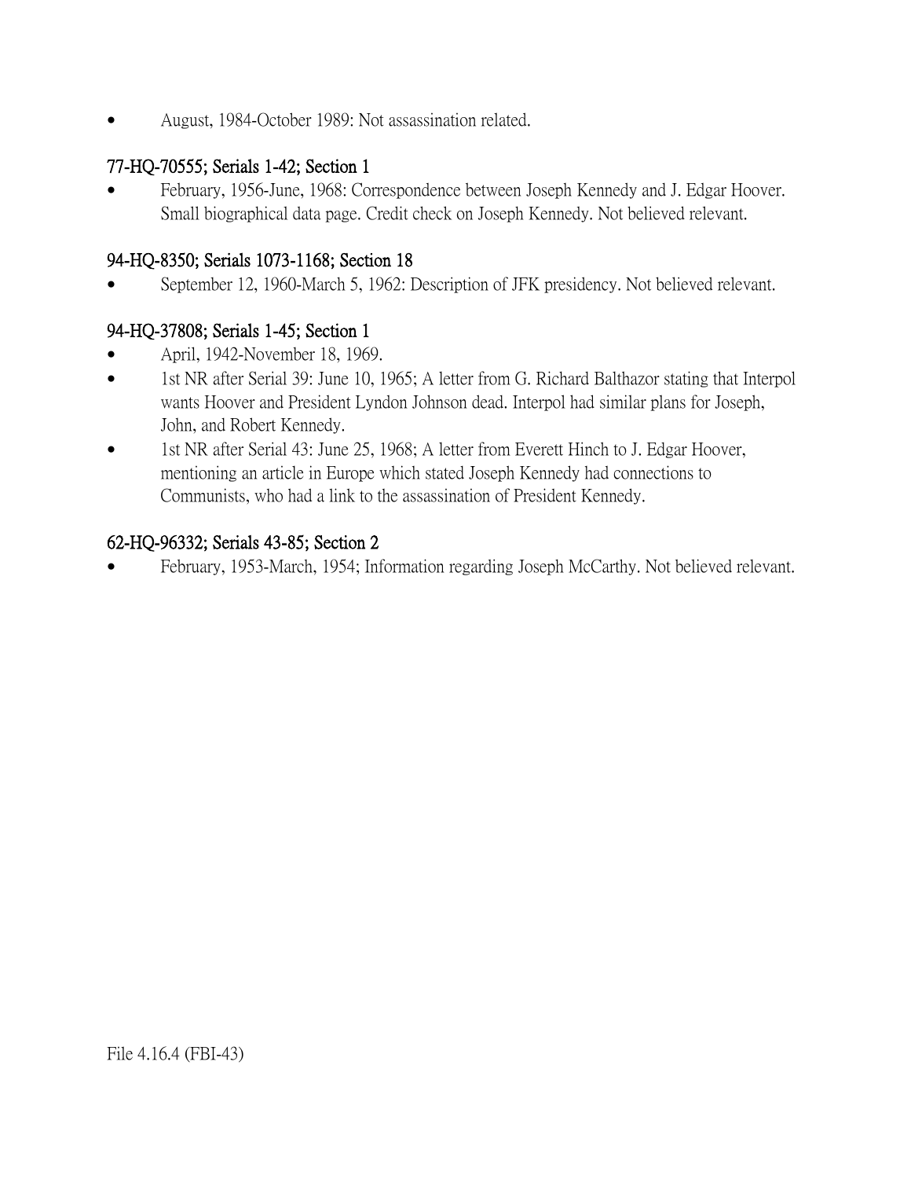- August, 1984-October 1989: Not assassination related.

### 77-HQ-70555; Serials 1-42; Section 1

- February, 1956-June, 1968: Correspondence between Joseph Kennedy and J. Edgar Hoover. Small biographical data page. Credit check on Joseph Kennedy. Not believed relevant.

### 94-HQ-8350; Serials 1073-1168; Section 18

- September 12, 1960-March 5, 1962: Description of JFK presidency. Not believed relevant.

### 94-HQ-37808; Serials 1-45; Section 1

- April, 1942-November 18, 1969.
- 1st NR after Serial 39: June 10, 1965; A letter from G. Richard Balthazor stating that Interpol wants Hoover and President Lyndon Johnson dead. Interpol had similar plans for Joseph, John, and Robert Kennedy.
- 1st NR after Serial 43: June 25, 1968; A letter from Everett Hinch to J. Edgar Hoover, mentioning an article in Europe which stated Joseph Kennedy had connections to Communists, who had a link to the assassination of President Kennedy.

### 62-HQ-96332; Serials 43-85; Section 2

- February, 1953-March, 1954; Information regarding Joseph McCarthy. Not believed relevant.

File 4.16.4 (FBI-43)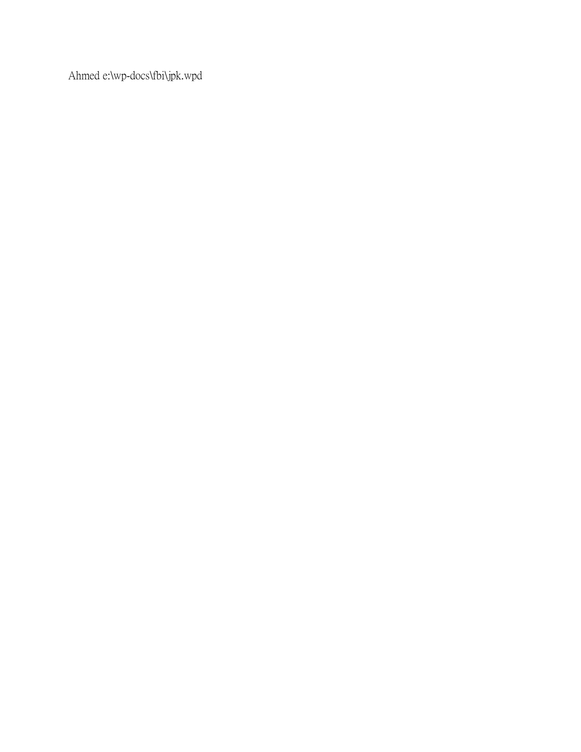Ahmed e:\wp-docs\fbi\jpk.wpd